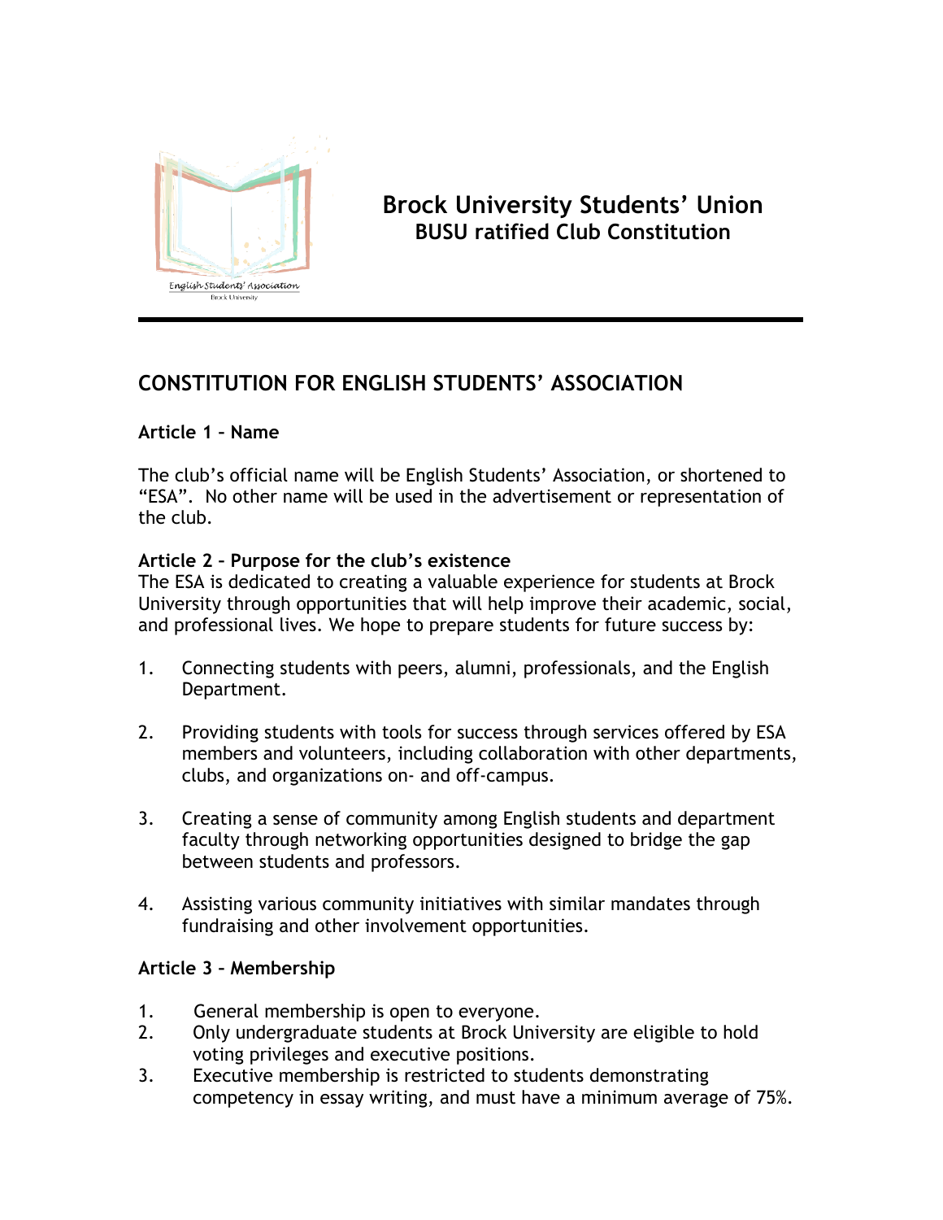# Brock University Students' Union
## BUSU ratified Club Constitution

## CONSTITUTION FOR ENGLISH STUDENTS' ASSOCIATION

### Article 1 – Name

The club's official name will be English Students' Association, or shortened to "ESA". No other name will be used in the advertisement or representation of the club.

### Article 2 – Purpose for the club's existence

The ESA is dedicated to creating a valuable experience for students at Brock University through opportunities that will help improve their academic, social, and professional lives. We hope to prepare students for future success by:

1. Connecting students with peers, alumni, professionals, and the English Department.

2. Providing students with tools for success through services offered by ESA members and volunteers, including collaboration with other departments, clubs, and organizations on- and off-campus.

3. Creating a sense of community among English students and department faculty through networking opportunities designed to bridge the gap between students and professors.

4. Assisting various community initiatives with similar mandates through fundraising and other involvement opportunities.

### Article 3 – Membership

1. General membership is open to everyone.
2. Only undergraduate students at Brock University are eligible to hold voting privileges and executive positions.
3. Executive membership is restricted to students demonstrating competency in essay writing, and must have a minimum average of 75%.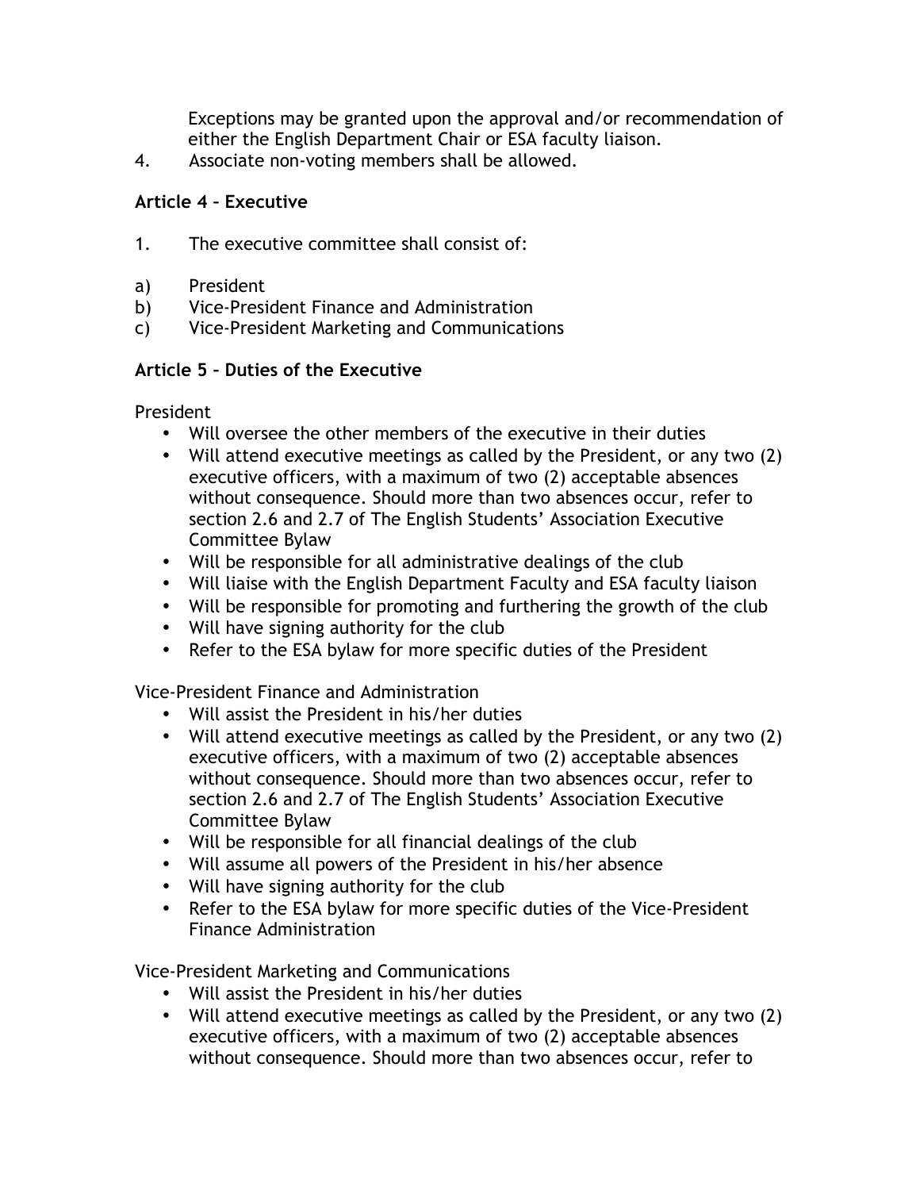Exceptions may be granted upon the approval and/or recommendation of either the English Department Chair or ESA faculty liaison.

4. Associate non-voting members shall be allowed.

### Article 4 – Executive

1. The executive committee shall consist of:

a) President
b) Vice-President Finance and Administration
c) Vice-President Marketing and Communications

### Article 5 – Duties of the Executive

President

- Will oversee the other members of the executive in their duties
- Will attend executive meetings as called by the President, or any two (2) executive officers, with a maximum of two (2) acceptable absences without consequence. Should more than two absences occur, refer to section 2.6 and 2.7 of The English Students' Association Executive Committee Bylaw
- Will be responsible for all administrative dealings of the club
- Will liaise with the English Department Faculty and ESA faculty liaison
- Will be responsible for promoting and furthering the growth of the club
- Will have signing authority for the club
- Refer to the ESA bylaw for more specific duties of the President

Vice-President Finance and Administration

- Will assist the President in his/her duties
- Will attend executive meetings as called by the President, or any two (2) executive officers, with a maximum of two (2) acceptable absences without consequence. Should more than two absences occur, refer to section 2.6 and 2.7 of The English Students' Association Executive Committee Bylaw
- Will be responsible for all financial dealings of the club
- Will assume all powers of the President in his/her absence
- Will have signing authority for the club
- Refer to the ESA bylaw for more specific duties of the Vice-President Finance Administration

Vice-President Marketing and Communications

- Will assist the President in his/her duties
- Will attend executive meetings as called by the President, or any two (2) executive officers, with a maximum of two (2) acceptable absences without consequence. Should more than two absences occur, refer to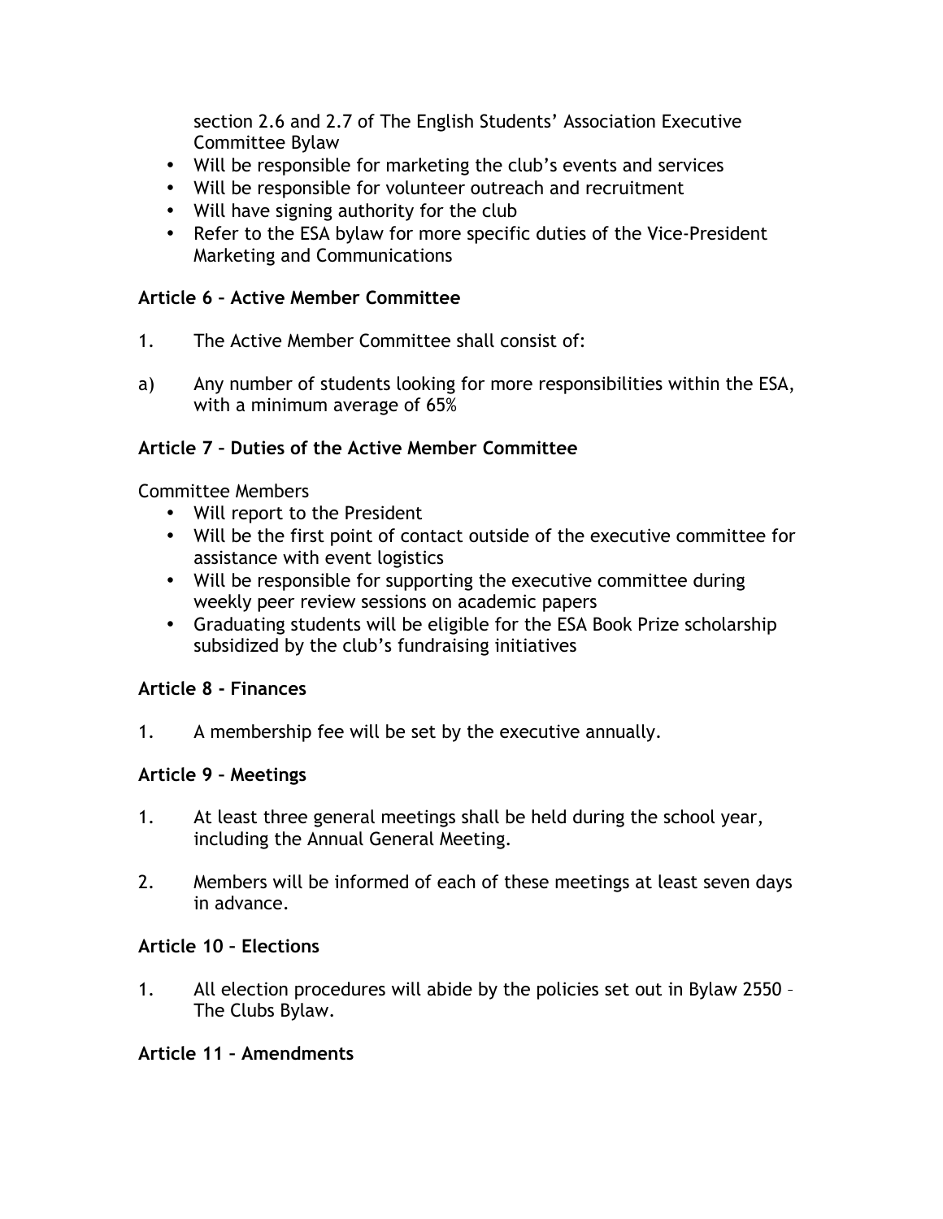section 2.6 and 2.7 of The English Students' Association Executive Committee Bylaw

- Will be responsible for marketing the club's events and services
- Will be responsible for volunteer outreach and recruitment
- Will have signing authority for the club
- Refer to the ESA bylaw for more specific duties of the Vice-President Marketing and Communications

**Article 6 – Active Member Committee**

1. The Active Member Committee shall consist of:

a) Any number of students looking for more responsibilities within the ESA, with a minimum average of 65%

**Article 7 – Duties of the Active Member Committee**

Committee Members

- Will report to the President
- Will be the first point of contact outside of the executive committee for assistance with event logistics
- Will be responsible for supporting the executive committee during weekly peer review sessions on academic papers
- Graduating students will be eligible for the ESA Book Prize scholarship subsidized by the club's fundraising initiatives

**Article 8 - Finances**

1. A membership fee will be set by the executive annually.

**Article 9 – Meetings**

1. At least three general meetings shall be held during the school year, including the Annual General Meeting.

2. Members will be informed of each of these meetings at least seven days in advance.

**Article 10 – Elections**

1. All election procedures will abide by the policies set out in Bylaw 2550 – The Clubs Bylaw.

**Article 11 – Amendments**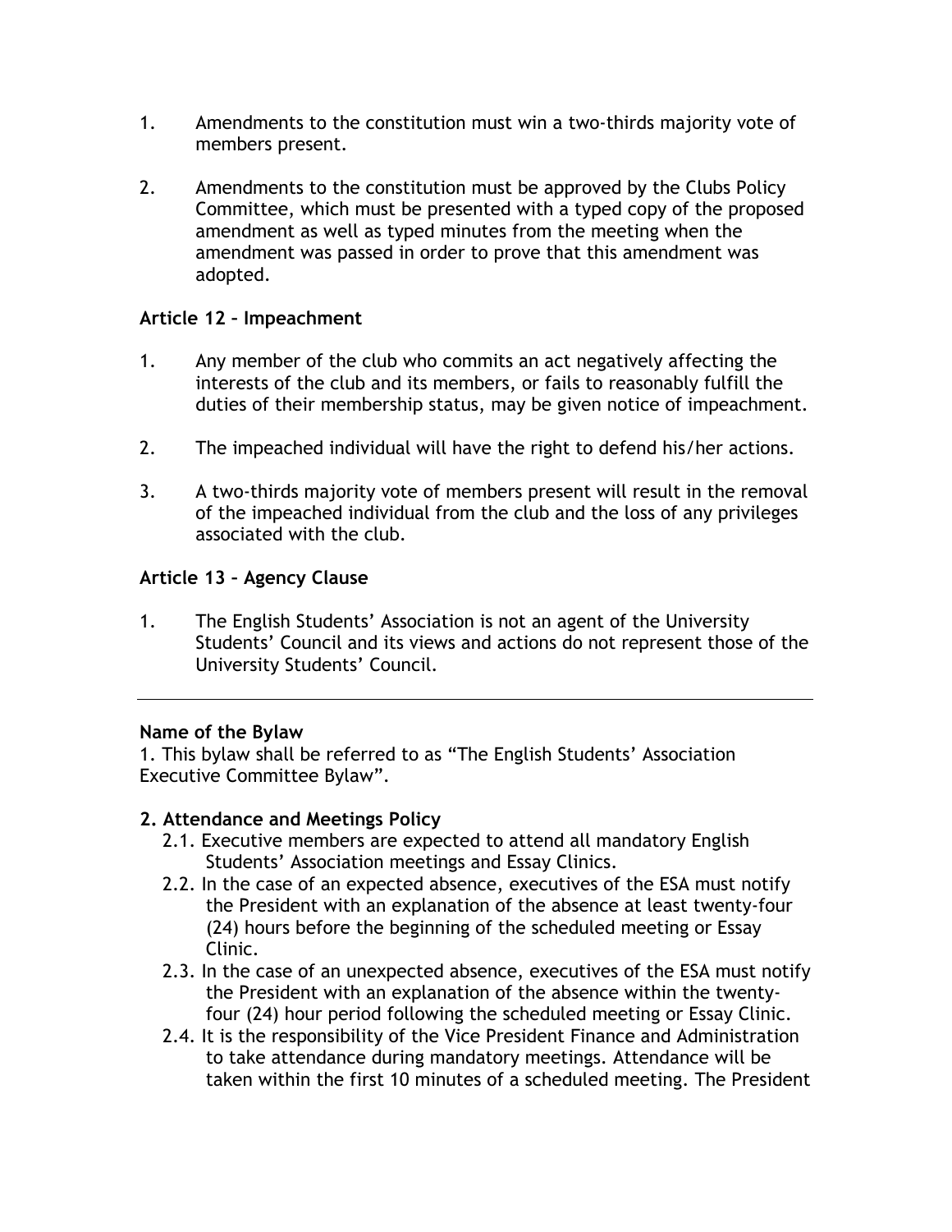1. Amendments to the constitution must win a two-thirds majority vote of members present.

2. Amendments to the constitution must be approved by the Clubs Policy Committee, which must be presented with a typed copy of the proposed amendment as well as typed minutes from the meeting when the amendment was passed in order to prove that this amendment was adopted.

### Article 12 – Impeachment

1. Any member of the club who commits an act negatively affecting the interests of the club and its members, or fails to reasonably fulfill the duties of their membership status, may be given notice of impeachment.

2. The impeached individual will have the right to defend his/her actions.

3. A two-thirds majority vote of members present will result in the removal of the impeached individual from the club and the loss of any privileges associated with the club.

### Article 13 – Agency Clause

1. The English Students' Association is not an agent of the University Students' Council and its views and actions do not represent those of the University Students' Council.

---

**Name of the Bylaw**

1. This bylaw shall be referred to as "The English Students' Association Executive Committee Bylaw".

**2. Attendance and Meetings Policy**

- 2.1. Executive members are expected to attend all mandatory English Students' Association meetings and Essay Clinics.
- 2.2. In the case of an expected absence, executives of the ESA must notify the President with an explanation of the absence at least twenty-four (24) hours before the beginning of the scheduled meeting or Essay Clinic.
- 2.3. In the case of an unexpected absence, executives of the ESA must notify the President with an explanation of the absence within the twenty-four (24) hour period following the scheduled meeting or Essay Clinic.
- 2.4. It is the responsibility of the Vice President Finance and Administration to take attendance during mandatory meetings. Attendance will be taken within the first 10 minutes of a scheduled meeting. The President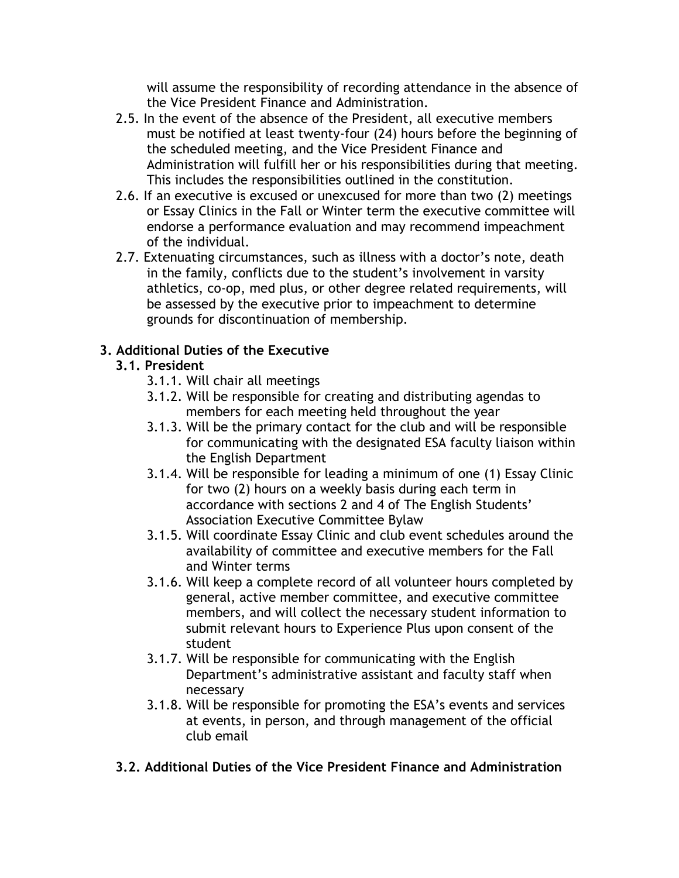will assume the responsibility of recording attendance in the absence of the Vice President Finance and Administration.

2.5. In the event of the absence of the President, all executive members must be notified at least twenty-four (24) hours before the beginning of the scheduled meeting, and the Vice President Finance and Administration will fulfill her or his responsibilities during that meeting. This includes the responsibilities outlined in the constitution.

2.6. If an executive is excused or unexcused for more than two (2) meetings or Essay Clinics in the Fall or Winter term the executive committee will endorse a performance evaluation and may recommend impeachment of the individual.

2.7. Extenuating circumstances, such as illness with a doctor's note, death in the family, conflicts due to the student's involvement in varsity athletics, co-op, med plus, or other degree related requirements, will be assessed by the executive prior to impeachment to determine grounds for discontinuation of membership.

## 3. Additional Duties of the Executive

### 3.1. President

3.1.1. Will chair all meetings

3.1.2. Will be responsible for creating and distributing agendas to members for each meeting held throughout the year

3.1.3. Will be the primary contact for the club and will be responsible for communicating with the designated ESA faculty liaison within the English Department

3.1.4. Will be responsible for leading a minimum of one (1) Essay Clinic for two (2) hours on a weekly basis during each term in accordance with sections 2 and 4 of The English Students' Association Executive Committee Bylaw

3.1.5. Will coordinate Essay Clinic and club event schedules around the availability of committee and executive members for the Fall and Winter terms

3.1.6. Will keep a complete record of all volunteer hours completed by general, active member committee, and executive committee members, and will collect the necessary student information to submit relevant hours to Experience Plus upon consent of the student

3.1.7. Will be responsible for communicating with the English Department's administrative assistant and faculty staff when necessary

3.1.8. Will be responsible for promoting the ESA's events and services at events, in person, and through management of the official club email

### 3.2. Additional Duties of the Vice President Finance and Administration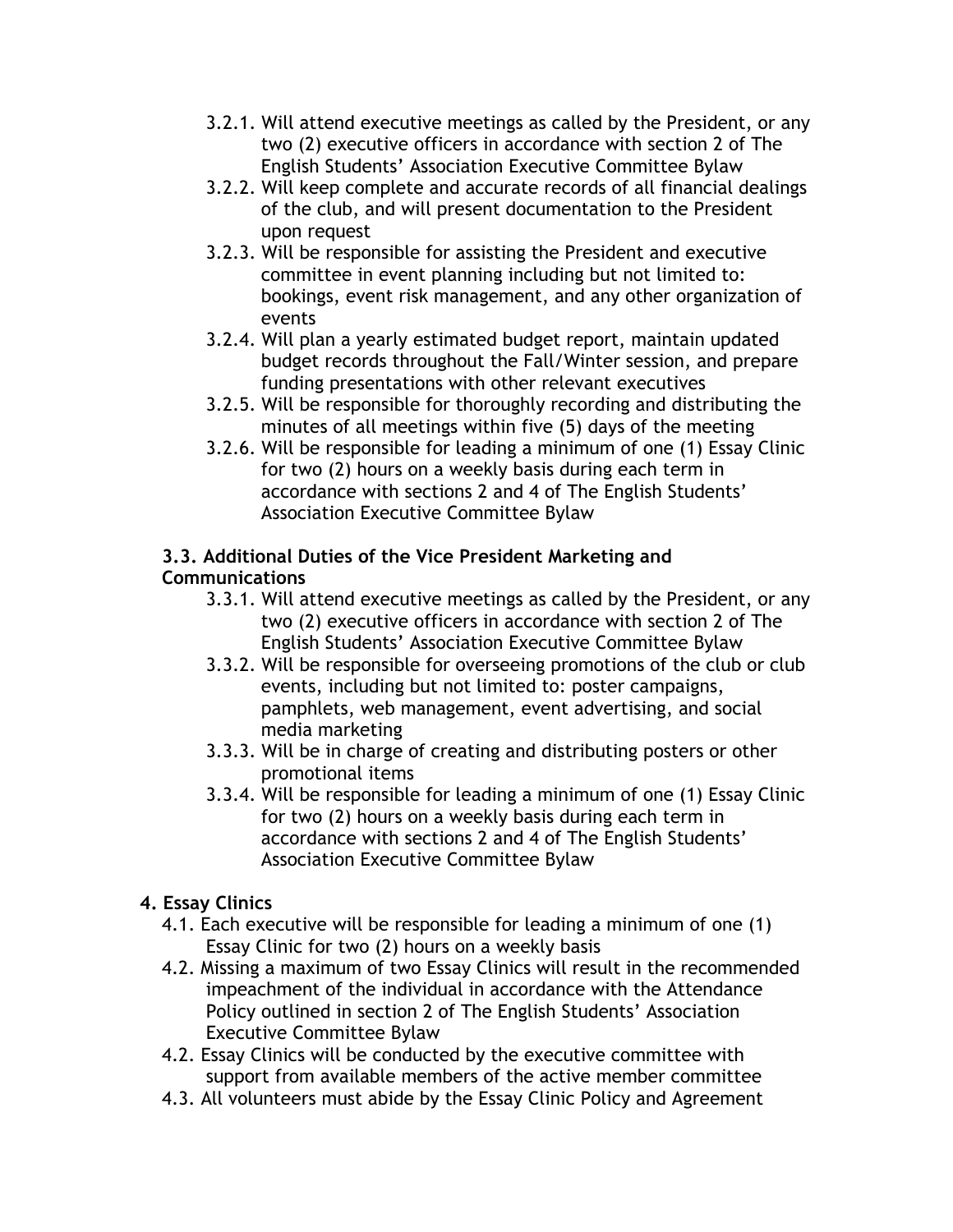- 3.2.1. Will attend executive meetings as called by the President, or any two (2) executive officers in accordance with section 2 of The English Students' Association Executive Committee Bylaw
- 3.2.2. Will keep complete and accurate records of all financial dealings of the club, and will present documentation to the President upon request
- 3.2.3. Will be responsible for assisting the President and executive committee in event planning including but not limited to: bookings, event risk management, and any other organization of events
- 3.2.4. Will plan a yearly estimated budget report, maintain updated budget records throughout the Fall/Winter session, and prepare funding presentations with other relevant executives
- 3.2.5. Will be responsible for thoroughly recording and distributing the minutes of all meetings within five (5) days of the meeting
- 3.2.6. Will be responsible for leading a minimum of one (1) Essay Clinic for two (2) hours on a weekly basis during each term in accordance with sections 2 and 4 of The English Students' Association Executive Committee Bylaw

**3.3. Additional Duties of the Vice President Marketing and Communications**

- 3.3.1. Will attend executive meetings as called by the President, or any two (2) executive officers in accordance with section 2 of The English Students' Association Executive Committee Bylaw
- 3.3.2. Will be responsible for overseeing promotions of the club or club events, including but not limited to: poster campaigns, pamphlets, web management, event advertising, and social media marketing
- 3.3.3. Will be in charge of creating and distributing posters or other promotional items
- 3.3.4. Will be responsible for leading a minimum of one (1) Essay Clinic for two (2) hours on a weekly basis during each term in accordance with sections 2 and 4 of The English Students' Association Executive Committee Bylaw

## 4. Essay Clinics

- 4.1. Each executive will be responsible for leading a minimum of one (1) Essay Clinic for two (2) hours on a weekly basis
- 4.2. Missing a maximum of two Essay Clinics will result in the recommended impeachment of the individual in accordance with the Attendance Policy outlined in section 2 of The English Students' Association Executive Committee Bylaw
- 4.2. Essay Clinics will be conducted by the executive committee with support from available members of the active member committee
- 4.3. All volunteers must abide by the Essay Clinic Policy and Agreement